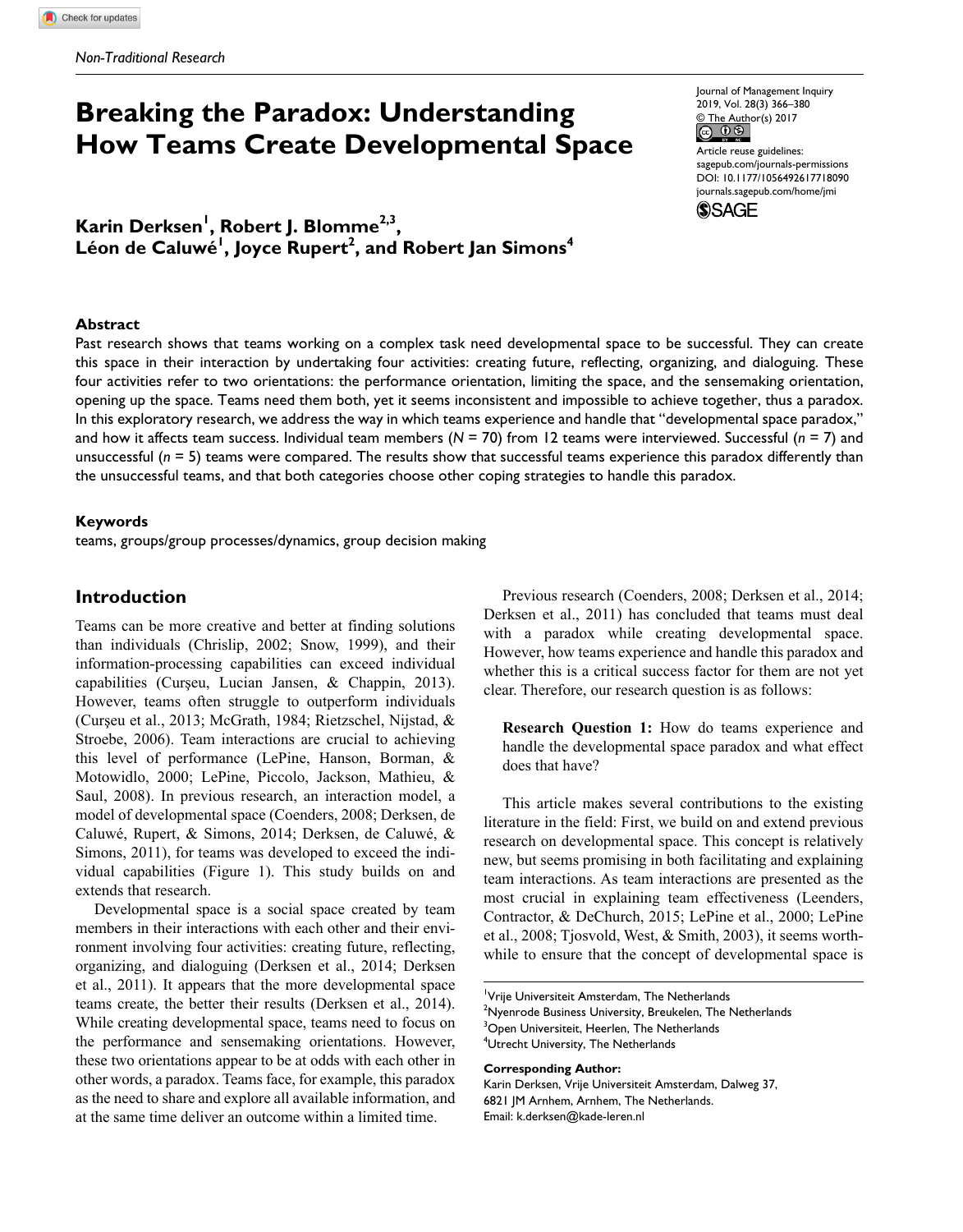Non-Traditional Research

# Breaking the Paradox: Understanding How Teams Create Developmental Space

Journal of Management Inquiry
2019, Vol. 28(3) 366–380
© The Author(s) 2017
Article reuse guidelines:
sagepub.com/journals-permissions
DOI: 10.1177/1056492617718090
journals.sagepub.com/home/jmi

**Karin Derksen[1], Robert J. Blomme[2,3], Léon de Caluwé[1], Joyce Rupert[2], and Robert Jan Simons[4]**

## Abstract

Past research shows that teams working on a complex task need developmental space to be successful. They can create this space in their interaction by undertaking four activities: creating future, reflecting, organizing, and dialoguing. These four activities refer to two orientations: the performance orientation, limiting the space, and the sensemaking orientation, opening up the space. Teams need them both, yet it seems inconsistent and impossible to achieve together, thus a paradox. In this exploratory research, we address the way in which teams experience and handle that "developmental space paradox," and how it affects team success. Individual team members ($N$ = 70) from 12 teams were interviewed. Successful ($n$ = 7) and unsuccessful ($n$ = 5) teams were compared. The results show that successful teams experience this paradox differently than the unsuccessful teams, and that both categories choose other coping strategies to handle this paradox.

## Keywords

teams, groups/group processes/dynamics, group decision making

## Introduction

Teams can be more creative and better at finding solutions than individuals (Chrislip, 2002; Snow, 1999), and their information-processing capabilities can exceed individual capabilities (Curşeu, Lucian Jansen, & Chappin, 2013). However, teams often struggle to outperform individuals (Curşeu et al., 2013; McGrath, 1984; Rietzschel, Nijstad, & Stroebe, 2006). Team interactions are crucial to achieving this level of performance (LePine, Hanson, Borman, & Motowidlo, 2000; LePine, Piccolo, Jackson, Mathieu, & Saul, 2008). In previous research, an interaction model, a model of developmental space (Coenders, 2008; Derksen, de Caluwé, Rupert, & Simons, 2014; Derksen, de Caluwé, & Simons, 2011), for teams was developed to exceed the individual capabilities (Figure 1). This study builds on and extends that research.

Developmental space is a social space created by team members in their interactions with each other and their environment involving four activities: creating future, reflecting, organizing, and dialoguing (Derksen et al., 2014; Derksen et al., 2011). It appears that the more developmental space teams create, the better their results (Derksen et al., 2014). While creating developmental space, teams need to focus on the performance and sensemaking orientations. However, these two orientations appear to be at odds with each other in other words, a paradox. Teams face, for example, this paradox as the need to share and explore all available information, and at the same time deliver an outcome within a limited time.

Previous research (Coenders, 2008; Derksen et al., 2014; Derksen et al., 2011) has concluded that teams must deal with a paradox while creating developmental space. However, how teams experience and handle this paradox and whether this is a critical success factor for them are not yet clear. Therefore, our research question is as follows:

> **Research Question 1:** How do teams experience and handle the developmental space paradox and what effect does that have?

This article makes several contributions to the existing literature in the field: First, we build on and extend previous research on developmental space. This concept is relatively new, but seems promising in both facilitating and explaining team interactions. As team interactions are presented as the most crucial in explaining team effectiveness (Leenders, Contractor, & DeChurch, 2015; LePine et al., 2000; LePine et al., 2008; Tjosvold, West, & Smith, 2003), it seems worthwhile to ensure that the concept of developmental space is

[1]Vrije Universiteit Amsterdam, The Netherlands
[2]Nyenrode Business University, Breukelen, The Netherlands
[3]Open Universiteit, Heerlen, The Netherlands
[4]Utrecht University, The Netherlands

**Corresponding Author:**
Karin Derksen, Vrije Universiteit Amsterdam, Dalweg 37, 6821 JM Arnhem, Arnhem, The Netherlands.
Email: k.derksen@kade-leren.nl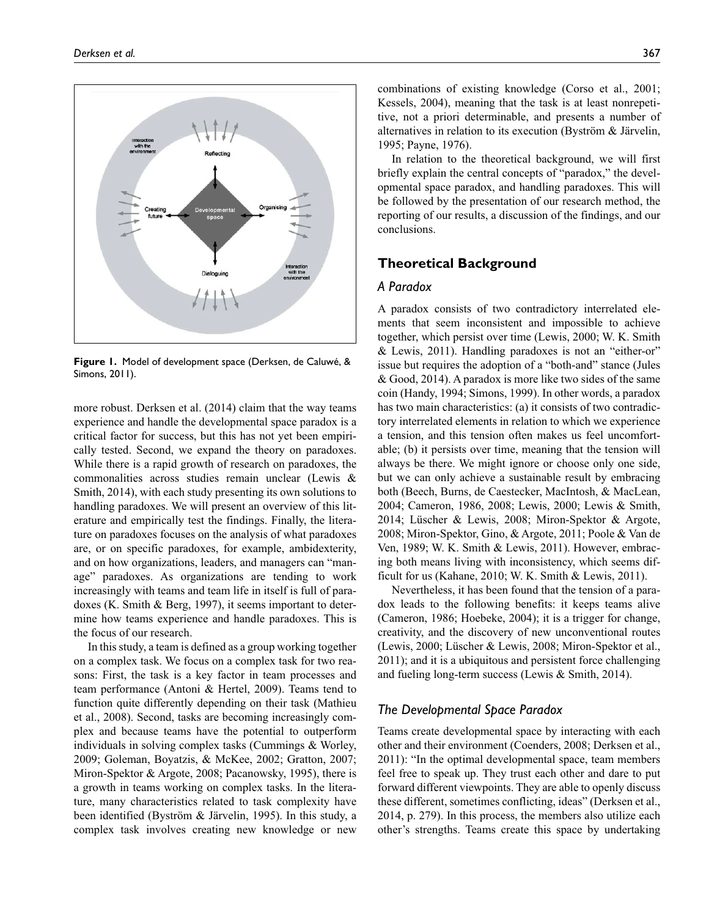Figure 1. Model of development space (Derksen, de Caluwé, & Simons, 2011).

more robust. Derksen et al. (2014) claim that the way teams experience and handle the developmental space paradox is a critical factor for success, but this has not yet been empirically tested. Second, we expand the theory on paradoxes. While there is a rapid growth of research on paradoxes, the commonalities across studies remain unclear (Lewis & Smith, 2014), with each study presenting its own solutions to handling paradoxes. We will present an overview of this literature and empirically test the findings. Finally, the literature on paradoxes focuses on the analysis of what paradoxes are, or on specific paradoxes, for example, ambidexterity, and on how organizations, leaders, and managers can "manage" paradoxes. As organizations are tending to work increasingly with teams and team life in itself is full of paradoxes (K. Smith & Berg, 1997), it seems important to determine how teams experience and handle paradoxes. This is the focus of our research.

In this study, a team is defined as a group working together on a complex task. We focus on a complex task for two reasons: First, the task is a key factor in team processes and team performance (Antoni & Hertel, 2009). Teams tend to function quite differently depending on their task (Mathieu et al., 2008). Second, tasks are becoming increasingly complex and because teams have the potential to outperform individuals in solving complex tasks (Cummings & Worley, 2009; Goleman, Boyatzis, & McKee, 2002; Gratton, 2007; Miron-Spektor & Argote, 2008; Pacanowsky, 1995), there is a growth in teams working on complex tasks. In the literature, many characteristics related to task complexity have been identified (Byström & Järvelin, 1995). In this study, a complex task involves creating new knowledge or new combinations of existing knowledge (Corso et al., 2001; Kessels, 2004), meaning that the task is at least nonrepetitive, not a priori determinable, and presents a number of alternatives in relation to its execution (Byström & Järvelin, 1995; Payne, 1976).

In relation to the theoretical background, we will first briefly explain the central concepts of "paradox," the developmental space paradox, and handling paradoxes. This will be followed by the presentation of our research method, the reporting of our results, a discussion of the findings, and our conclusions.

## Theoretical Background

### A Paradox

A paradox consists of two contradictory interrelated elements that seem inconsistent and impossible to achieve together, which persist over time (Lewis, 2000; W. K. Smith & Lewis, 2011). Handling paradoxes is not an "either-or" issue but requires the adoption of a "both-and" stance (Jules & Good, 2014). A paradox is more like two sides of the same coin (Handy, 1994; Simons, 1999). In other words, a paradox has two main characteristics: (a) it consists of two contradictory interrelated elements in relation to which we experience a tension, and this tension often makes us feel uncomfortable; (b) it persists over time, meaning that the tension will always be there. We might ignore or choose only one side, but we can only achieve a sustainable result by embracing both (Beech, Burns, de Caestecker, MacIntosh, & MacLean, 2004; Cameron, 1986, 2008; Lewis, 2000; Lewis & Smith, 2014; Lüscher & Lewis, 2008; Miron-Spektor & Argote, 2008; Miron-Spektor, Gino, & Argote, 2011; Poole & Van de Ven, 1989; W. K. Smith & Lewis, 2011). However, embracing both means living with inconsistency, which seems difficult for us (Kahane, 2010; W. K. Smith & Lewis, 2011).

Nevertheless, it has been found that the tension of a paradox leads to the following benefits: it keeps teams alive (Cameron, 1986; Hoebeke, 2004); it is a trigger for change, creativity, and the discovery of new unconventional routes (Lewis, 2000; Lüscher & Lewis, 2008; Miron-Spektor et al., 2011); and it is a ubiquitous and persistent force challenging and fueling long-term success (Lewis & Smith, 2014).

### The Developmental Space Paradox

Teams create developmental space by interacting with each other and their environment (Coenders, 2008; Derksen et al., 2011): "In the optimal developmental space, team members feel free to speak up. They trust each other and dare to put forward different viewpoints. They are able to openly discuss these different, sometimes conflicting, ideas" (Derksen et al., 2014, p. 279). In this process, the members also utilize each other's strengths. Teams create this space by undertaking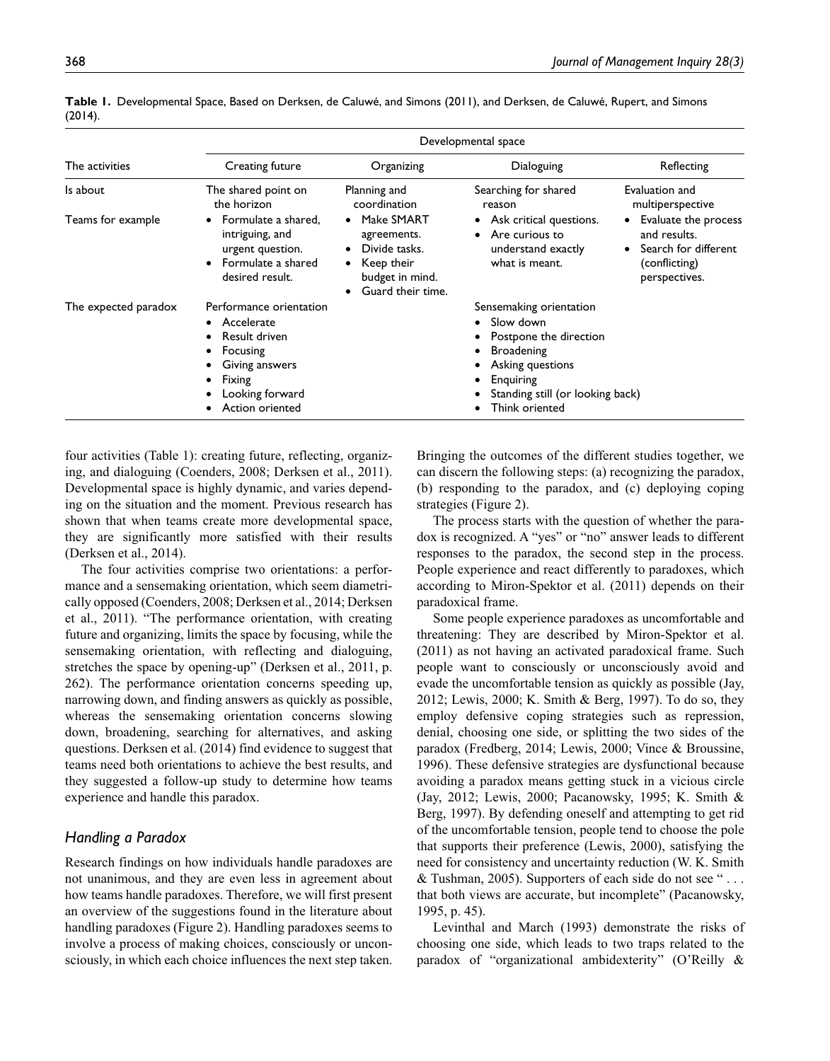**Table 1.** Developmental Space, Based on Derksen, de Caluwé, and Simons (2011), and Derksen, de Caluwé, Rupert, and Simons (2014).

| The activities | Developmental space | | | |
|---|---|---|---|---|
| | Creating future | Organizing | Dialoguing | Reflecting |
| Is about | The shared point on the horizon | Planning and coordination | Searching for shared reason | Evaluation and multiperspective |
| Teams for example | • Formulate a shared, intriguing, and urgent question.<br>• Formulate a shared desired result. | • Make SMART agreements.<br>• Divide tasks.<br>• Keep their budget in mind.<br>• Guard their time. | • Ask critical questions.<br>• Are curious to understand exactly what is meant. | • Evaluate the process and results.<br>• Search for different (conflicting) perspectives. |
| The expected paradox | Performance orientation<br>• Accelerate<br>• Result driven<br>• Focusing<br>• Giving answers<br>• Fixing<br>• Looking forward<br>• Action oriented | | Sensemaking orientation<br>• Slow down<br>• Postpone the direction<br>• Broadening<br>• Asking questions<br>• Enquiring<br>• Standing still (or looking back)<br>• Think oriented | |

four activities (Table 1): creating future, reflecting, organizing, and dialoguing (Coenders, 2008; Derksen et al., 2011). Developmental space is highly dynamic, and varies depending on the situation and the moment. Previous research has shown that when teams create more developmental space, they are significantly more satisfied with their results (Derksen et al., 2014).

The four activities comprise two orientations: a performance and a sensemaking orientation, which seem diametrically opposed (Coenders, 2008; Derksen et al., 2014; Derksen et al., 2011). "The performance orientation, with creating future and organizing, limits the space by focusing, while the sensemaking orientation, with reflecting and dialoguing, stretches the space by opening-up" (Derksen et al., 2011, p. 262). The performance orientation concerns speeding up, narrowing down, and finding answers as quickly as possible, whereas the sensemaking orientation concerns slowing down, broadening, searching for alternatives, and asking questions. Derksen et al. (2014) find evidence to suggest that teams need both orientations to achieve the best results, and they suggested a follow-up study to determine how teams experience and handle this paradox.

## *Handling a Paradox*

Research findings on how individuals handle paradoxes are not unanimous, and they are even less in agreement about how teams handle paradoxes. Therefore, we will first present an overview of the suggestions found in the literature about handling paradoxes (Figure 2). Handling paradoxes seems to involve a process of making choices, consciously or unconsciously, in which each choice influences the next step taken. Bringing the outcomes of the different studies together, we can discern the following steps: (a) recognizing the paradox, (b) responding to the paradox, and (c) deploying coping strategies (Figure 2).

The process starts with the question of whether the paradox is recognized. A "yes" or "no" answer leads to different responses to the paradox, the second step in the process. People experience and react differently to paradoxes, which according to Miron-Spektor et al. (2011) depends on their paradoxical frame.

Some people experience paradoxes as uncomfortable and threatening: They are described by Miron-Spektor et al. (2011) as not having an activated paradoxical frame. Such people want to consciously or unconsciously avoid and evade the uncomfortable tension as quickly as possible (Jay, 2012; Lewis, 2000; K. Smith & Berg, 1997). To do so, they employ defensive coping strategies such as repression, denial, choosing one side, or splitting the two sides of the paradox (Fredberg, 2014; Lewis, 2000; Vince & Broussine, 1996). These defensive strategies are dysfunctional because avoiding a paradox means getting stuck in a vicious circle (Jay, 2012; Lewis, 2000; Pacanowsky, 1995; K. Smith & Berg, 1997). By defending oneself and attempting to get rid of the uncomfortable tension, people tend to choose the pole that supports their preference (Lewis, 2000), satisfying the need for consistency and uncertainty reduction (W. K. Smith & Tushman, 2005). Supporters of each side do not see " . . . that both views are accurate, but incomplete" (Pacanowsky, 1995, p. 45).

Levinthal and March (1993) demonstrate the risks of choosing one side, which leads to two traps related to the paradox of "organizational ambidexterity" (O'Reilly &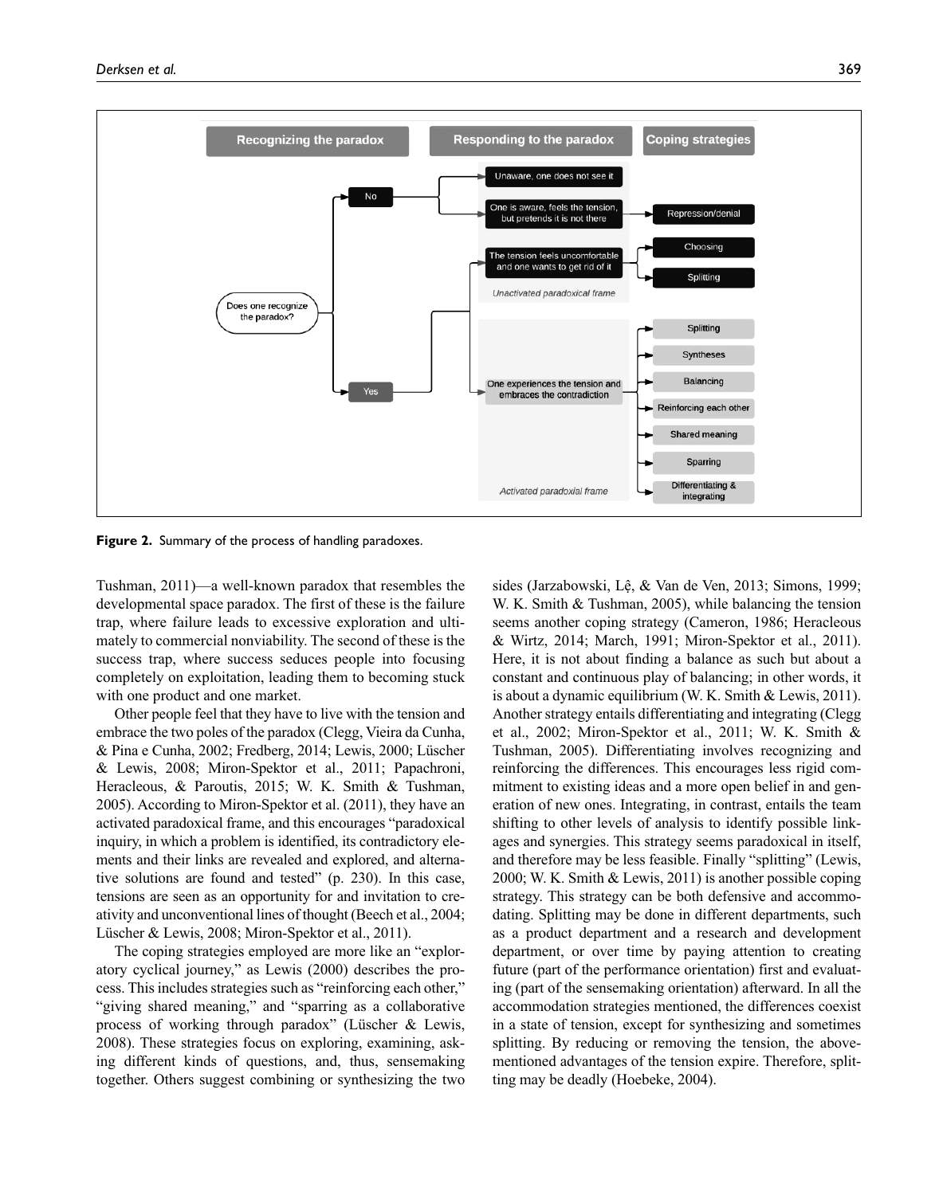**Figure 2.** Summary of the process of handling paradoxes.

Tushman, 2011)—a well-known paradox that resembles the developmental space paradox. The first of these is the failure trap, where failure leads to excessive exploration and ultimately to commercial nonviability. The second of these is the success trap, where success seduces people into focusing completely on exploitation, leading them to becoming stuck with one product and one market.

Other people feel that they have to live with the tension and embrace the two poles of the paradox (Clegg, Vieira da Cunha, & Pina e Cunha, 2002; Fredberg, 2014; Lewis, 2000; Lüscher & Lewis, 2008; Miron-Spektor et al., 2011; Papachroni, Heracleous, & Paroutis, 2015; W. K. Smith & Tushman, 2005). According to Miron-Spektor et al. (2011), they have an activated paradoxical frame, and this encourages "paradoxical inquiry, in which a problem is identified, its contradictory elements and their links are revealed and explored, and alternative solutions are found and tested" (p. 230). In this case, tensions are seen as an opportunity for and invitation to creativity and unconventional lines of thought (Beech et al., 2004; Lüscher & Lewis, 2008; Miron-Spektor et al., 2011).

The coping strategies employed are more like an "exploratory cyclical journey," as Lewis (2000) describes the process. This includes strategies such as "reinforcing each other," "giving shared meaning," and "sparring as a collaborative process of working through paradox" (Lüscher & Lewis, 2008). These strategies focus on exploring, examining, asking different kinds of questions, and, thus, sensemaking together. Others suggest combining or synthesizing the two sides (Jarzabowski, Lê, & Van de Ven, 2013; Simons, 1999; W. K. Smith & Tushman, 2005), while balancing the tension seems another coping strategy (Cameron, 1986; Heracleous & Wirtz, 2014; March, 1991; Miron-Spektor et al., 2011). Here, it is not about finding a balance as such but about a constant and continuous play of balancing; in other words, it is about a dynamic equilibrium (W. K. Smith & Lewis, 2011). Another strategy entails differentiating and integrating (Clegg et al., 2002; Miron-Spektor et al., 2011; W. K. Smith & Tushman, 2005). Differentiating involves recognizing and reinforcing the differences. This encourages less rigid commitment to existing ideas and a more open belief in and generation of new ones. Integrating, in contrast, entails the team shifting to other levels of analysis to identify possible linkages and synergies. This strategy seems paradoxical in itself, and therefore may be less feasible. Finally "splitting" (Lewis, 2000; W. K. Smith & Lewis, 2011) is another possible coping strategy. This strategy can be both defensive and accommodating. Splitting may be done in different departments, such as a product department and a research and development department, or over time by paying attention to creating future (part of the performance orientation) first and evaluating (part of the sensemaking orientation) afterward. In all the accommodation strategies mentioned, the differences coexist in a state of tension, except for synthesizing and sometimes splitting. By reducing or removing the tension, the above-mentioned advantages of the tension expire. Therefore, splitting may be deadly (Hoebeke, 2004).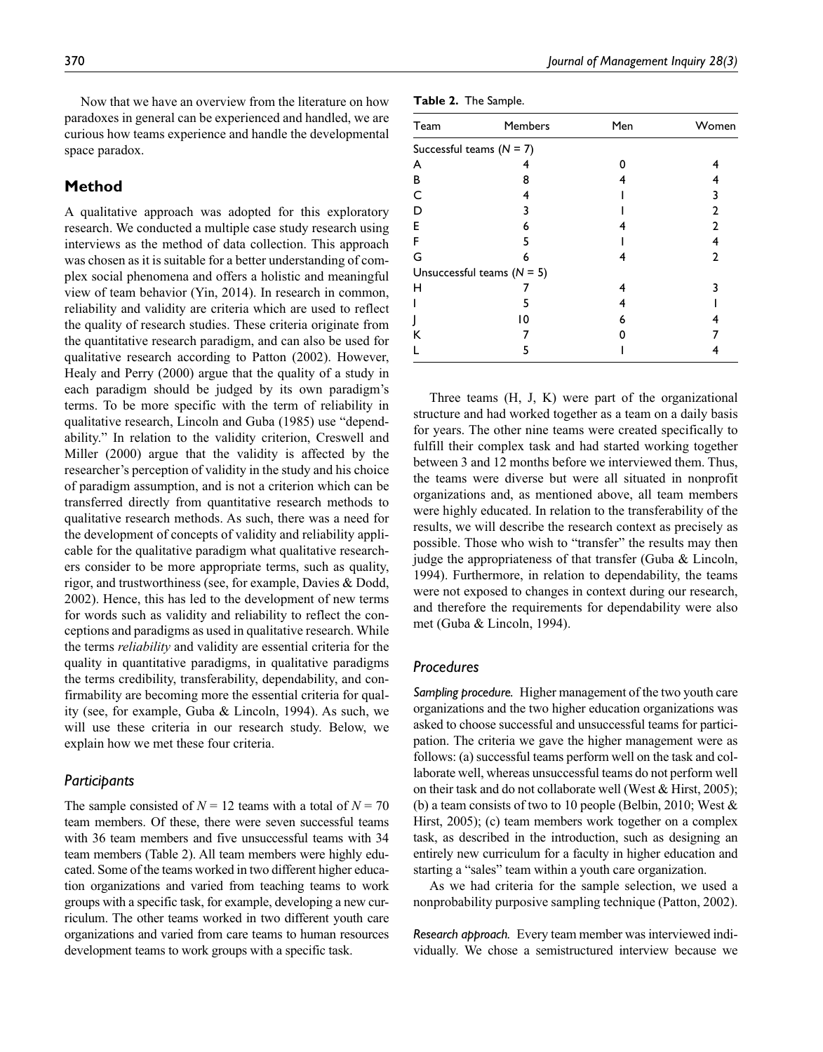Now that we have an overview from the literature on how paradoxes in general can be experienced and handled, we are curious how teams experience and handle the developmental space paradox.

## Method

A qualitative approach was adopted for this exploratory research. We conducted a multiple case study research using interviews as the method of data collection. This approach was chosen as it is suitable for a better understanding of complex social phenomena and offers a holistic and meaningful view of team behavior (Yin, 2014). In research in common, reliability and validity are criteria which are used to reflect the quality of research studies. These criteria originate from the quantitative research paradigm, and can also be used for qualitative research according to Patton (2002). However, Healy and Perry (2000) argue that the quality of a study in each paradigm should be judged by its own paradigm's terms. To be more specific with the term of reliability in qualitative research, Lincoln and Guba (1985) use "dependability." In relation to the validity criterion, Creswell and Miller (2000) argue that the validity is affected by the researcher's perception of validity in the study and his choice of paradigm assumption, and is not a criterion which can be transferred directly from quantitative research methods to qualitative research methods. As such, there was a need for the development of concepts of validity and reliability applicable for the qualitative paradigm what qualitative researchers consider to be more appropriate terms, such as quality, rigor, and trustworthiness (see, for example, Davies & Dodd, 2002). Hence, this has led to the development of new terms for words such as validity and reliability to reflect the conceptions and paradigms as used in qualitative research. While the terms *reliability* and validity are essential criteria for the quality in quantitative paradigms, in qualitative paradigms the terms credibility, transferability, dependability, and confirmability are becoming more the essential criteria for quality (see, for example, Guba & Lincoln, 1994). As such, we will use these criteria in our research study. Below, we explain how we met these four criteria.

### Participants

The sample consisted of $N = 12$ teams with a total of $N = 70$ team members. Of these, there were seven successful teams with 36 team members and five unsuccessful teams with 34 team members (Table 2). All team members were highly educated. Some of the teams worked in two different higher education organizations and varied from teaching teams to work groups with a specific task, for example, developing a new curriculum. The other teams worked in two different youth care organizations and varied from care teams to human resources development teams to work groups with a specific task.

**Table 2.** The Sample.

| Team | Members | Men | Women |
|---|---|---|---|
| Successful teams ($N = 7$) | | | |
| A | 4 | 0 | 4 |
| B | 8 | 4 | 4 |
| C | 4 | 1 | 3 |
| D | 3 | 1 | 2 |
| E | 6 | 4 | 2 |
| F | 5 | 1 | 4 |
| G | 6 | 4 | 2 |
| Unsuccessful teams ($N = 5$) | | | |
| H | 7 | 4 | 3 |
| I | 5 | 4 | 1 |
| J | 10 | 6 | 4 |
| K | 7 | 0 | 7 |
| L | 5 | 1 | 4 |

Three teams (H, J, K) were part of the organizational structure and had worked together as a team on a daily basis for years. The other nine teams were created specifically to fulfill their complex task and had started working together between 3 and 12 months before we interviewed them. Thus, the teams were diverse but were all situated in nonprofit organizations and, as mentioned above, all team members were highly educated. In relation to the transferability of the results, we will describe the research context as precisely as possible. Those who wish to "transfer" the results may then judge the appropriateness of that transfer (Guba & Lincoln, 1994). Furthermore, in relation to dependability, the teams were not exposed to changes in context during our research, and therefore the requirements for dependability were also met (Guba & Lincoln, 1994).

### Procedures

*Sampling procedure.* Higher management of the two youth care organizations and the two higher education organizations was asked to choose successful and unsuccessful teams for participation. The criteria we gave the higher management were as follows: (a) successful teams perform well on the task and collaborate well, whereas unsuccessful teams do not perform well on their task and do not collaborate well (West & Hirst, 2005); (b) a team consists of two to 10 people (Belbin, 2010; West & Hirst, 2005); (c) team members work together on a complex task, as described in the introduction, such as designing an entirely new curriculum for a faculty in higher education and starting a "sales" team within a youth care organization.

As we had criteria for the sample selection, we used a nonprobability purposive sampling technique (Patton, 2002).

*Research approach.* Every team member was interviewed individually. We chose a semistructured interview because we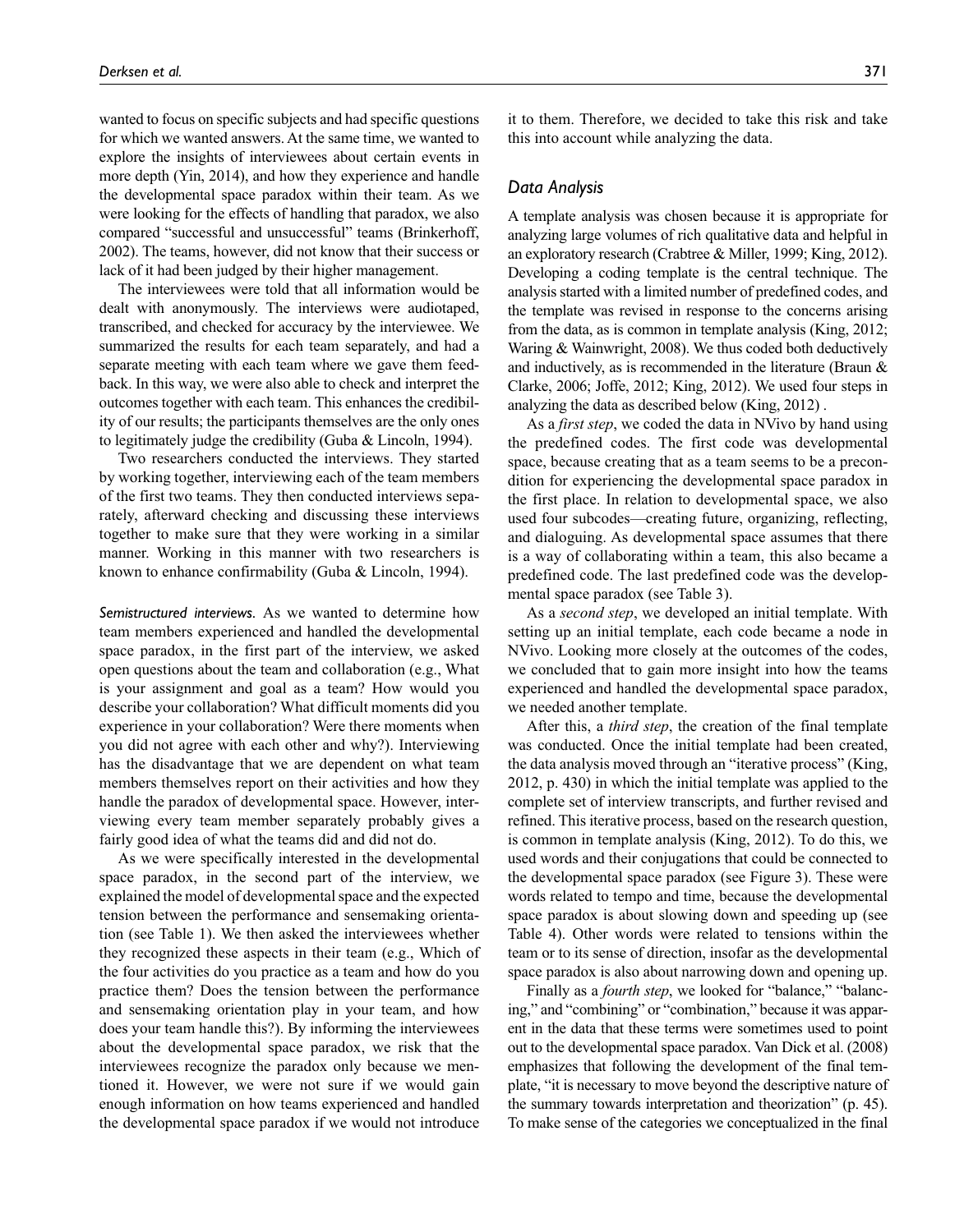wanted to focus on specific subjects and had specific questions for which we wanted answers. At the same time, we wanted to explore the insights of interviewees about certain events in more depth (Yin, 2014), and how they experience and handle the developmental space paradox within their team. As we were looking for the effects of handling that paradox, we also compared "successful and unsuccessful" teams (Brinkerhoff, 2002). The teams, however, did not know that their success or lack of it had been judged by their higher management.

The interviewees were told that all information would be dealt with anonymously. The interviews were audiotaped, transcribed, and checked for accuracy by the interviewee. We summarized the results for each team separately, and had a separate meeting with each team where we gave them feedback. In this way, we were also able to check and interpret the outcomes together with each team. This enhances the credibility of our results; the participants themselves are the only ones to legitimately judge the credibility (Guba & Lincoln, 1994).

Two researchers conducted the interviews. They started by working together, interviewing each of the team members of the first two teams. They then conducted interviews separately, afterward checking and discussing these interviews together to make sure that they were working in a similar manner. Working in this manner with two researchers is known to enhance confirmability (Guba & Lincoln, 1994).

*Semistructured interviews.* As we wanted to determine how team members experienced and handled the developmental space paradox, in the first part of the interview, we asked open questions about the team and collaboration (e.g., What is your assignment and goal as a team? How would you describe your collaboration? What difficult moments did you experience in your collaboration? Were there moments when you did not agree with each other and why?). Interviewing has the disadvantage that we are dependent on what team members themselves report on their activities and how they handle the paradox of developmental space. However, interviewing every team member separately probably gives a fairly good idea of what the teams did and did not do.

As we were specifically interested in the developmental space paradox, in the second part of the interview, we explained the model of developmental space and the expected tension between the performance and sensemaking orientation (see Table 1). We then asked the interviewees whether they recognized these aspects in their team (e.g., Which of the four activities do you practice as a team and how do you practice them? Does the tension between the performance and sensemaking orientation play in your team, and how does your team handle this?). By informing the interviewees about the developmental space paradox, we risk that the interviewees recognize the paradox only because we mentioned it. However, we were not sure if we would gain enough information on how teams experienced and handled the developmental space paradox if we would not introduce it to them. Therefore, we decided to take this risk and take this into account while analyzing the data.

## Data Analysis

A template analysis was chosen because it is appropriate for analyzing large volumes of rich qualitative data and helpful in an exploratory research (Crabtree & Miller, 1999; King, 2012). Developing a coding template is the central technique. The analysis started with a limited number of predefined codes, and the template was revised in response to the concerns arising from the data, as is common in template analysis (King, 2012; Waring & Wainwright, 2008). We thus coded both deductively and inductively, as is recommended in the literature (Braun & Clarke, 2006; Joffe, 2012; King, 2012). We used four steps in analyzing the data as described below (King, 2012) .

As a *first step*, we coded the data in NVivo by hand using the predefined codes. The first code was developmental space, because creating that as a team seems to be a precondition for experiencing the developmental space paradox in the first place. In relation to developmental space, we also used four subcodes—creating future, organizing, reflecting, and dialoguing. As developmental space assumes that there is a way of collaborating within a team, this also became a predefined code. The last predefined code was the developmental space paradox (see Table 3).

As a *second step*, we developed an initial template. With setting up an initial template, each code became a node in NVivo. Looking more closely at the outcomes of the codes, we concluded that to gain more insight into how the teams experienced and handled the developmental space paradox, we needed another template.

After this, a *third step*, the creation of the final template was conducted. Once the initial template had been created, the data analysis moved through an "iterative process" (King, 2012, p. 430) in which the initial template was applied to the complete set of interview transcripts, and further revised and refined. This iterative process, based on the research question, is common in template analysis (King, 2012). To do this, we used words and their conjugations that could be connected to the developmental space paradox (see Figure 3). These were words related to tempo and time, because the developmental space paradox is about slowing down and speeding up (see Table 4). Other words were related to tensions within the team or to its sense of direction, insofar as the developmental space paradox is also about narrowing down and opening up.

Finally as a *fourth step*, we looked for "balance," "balancing," and "combining" or "combination," because it was apparent in the data that these terms were sometimes used to point out to the developmental space paradox. Van Dick et al. (2008) emphasizes that following the development of the final template, "it is necessary to move beyond the descriptive nature of the summary towards interpretation and theorization" (p. 45). To make sense of the categories we conceptualized in the final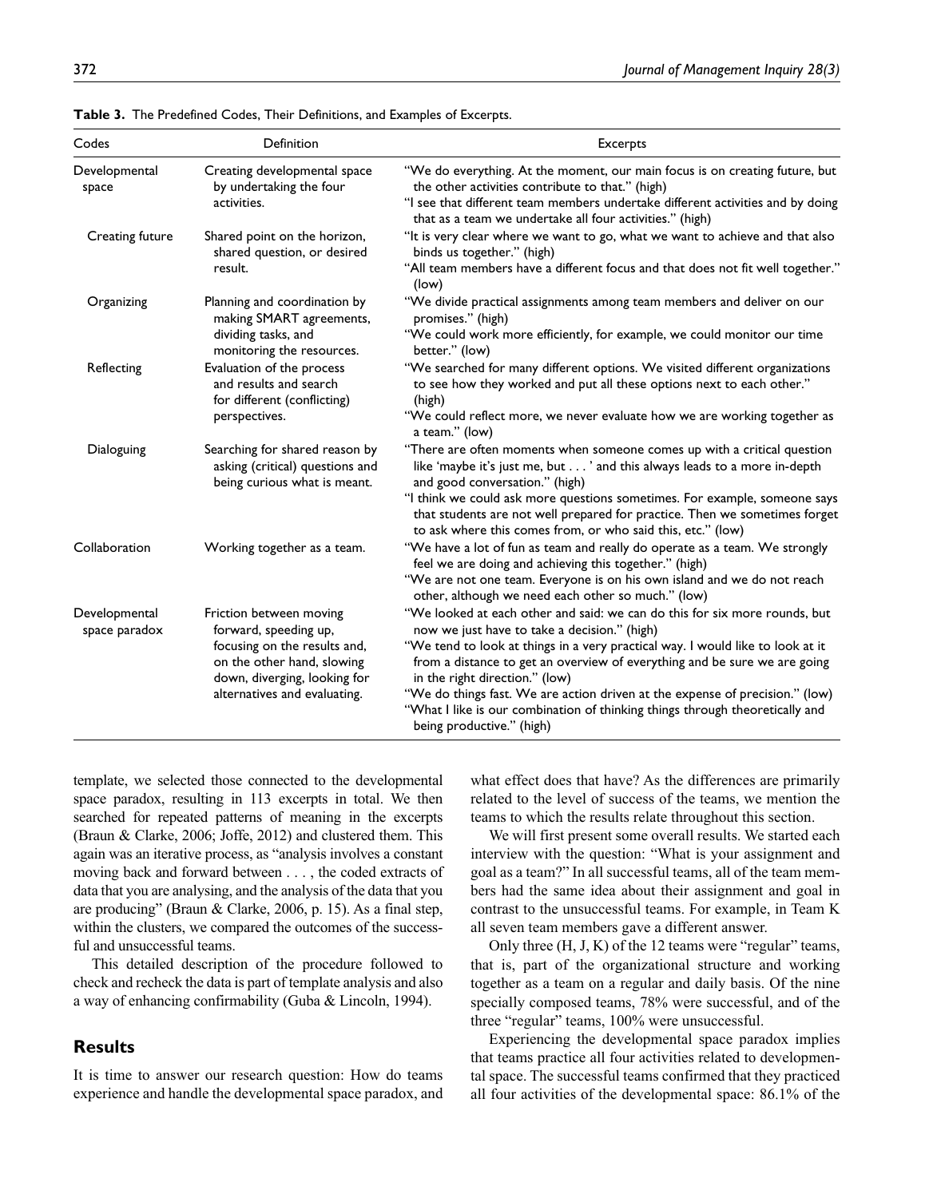**Table 3.** The Predefined Codes, Their Definitions, and Examples of Excerpts.

| Codes | Definition | Excerpts |
|---|---|---|
| Developmental space | Creating developmental space by undertaking the four activities. | "We do everything. At the moment, our main focus is on creating future, but the other activities contribute to that." (high)<br>"I see that different team members undertake different activities and by doing that as a team we undertake all four activities." (high) |
| Creating future | Shared point on the horizon, shared question, or desired result. | "It is very clear where we want to go, what we want to achieve and that also binds us together." (high)<br>"All team members have a different focus and that does not fit well together." (low) |
| Organizing | Planning and coordination by making SMART agreements, dividing tasks, and monitoring the resources. | "We divide practical assignments among team members and deliver on our promises." (high)<br>"We could work more efficiently, for example, we could monitor our time better." (low) |
| Reflecting | Evaluation of the process and results and search for different (conflicting) perspectives. | "We searched for many different options. We visited different organizations to see how they worked and put all these options next to each other." (high)<br>"We could reflect more, we never evaluate how we are working together as a team." (low) |
| Dialoguing | Searching for shared reason by asking (critical) questions and being curious what is meant. | "There are often moments when someone comes up with a critical question like 'maybe it's just me, but . . . ' and this always leads to a more in-depth and good conversation." (high)<br>"I think we could ask more questions sometimes. For example, someone says that students are not well prepared for practice. Then we sometimes forget to ask where this comes from, or who said this, etc." (low) |
| Collaboration | Working together as a team. | "We have a lot of fun as team and really do operate as a team. We strongly feel we are doing and achieving this together." (high)<br>"We are not one team. Everyone is on his own island and we do not reach other, although we need each other so much." (low) |
| Developmental space paradox | Friction between moving forward, speeding up, focusing on the results and, on the other hand, slowing down, diverging, looking for alternatives and evaluating. | "We looked at each other and said: we can do this for six more rounds, but now we just have to take a decision." (high)<br>"We tend to look at things in a very practical way. I would like to look at it from a distance to get an overview of everything and be sure we are going in the right direction." (low)<br>"We do things fast. We are action driven at the expense of precision." (low)<br>"What I like is our combination of thinking things through theoretically and being productive." (high) |

template, we selected those connected to the developmental space paradox, resulting in 113 excerpts in total. We then searched for repeated patterns of meaning in the excerpts (Braun & Clarke, 2006; Joffe, 2012) and clustered them. This again was an iterative process, as "analysis involves a constant moving back and forward between . . . , the coded extracts of data that you are analysing, and the analysis of the data that you are producing" (Braun & Clarke, 2006, p. 15). As a final step, within the clusters, we compared the outcomes of the successful and unsuccessful teams.

This detailed description of the procedure followed to check and recheck the data is part of template analysis and also a way of enhancing confirmability (Guba & Lincoln, 1994).

## Results

It is time to answer our research question: How do teams experience and handle the developmental space paradox, and what effect does that have? As the differences are primarily related to the level of success of the teams, we mention the teams to which the results relate throughout this section.

We will first present some overall results. We started each interview with the question: "What is your assignment and goal as a team?" In all successful teams, all of the team members had the same idea about their assignment and goal in contrast to the unsuccessful teams. For example, in Team K all seven team members gave a different answer.

Only three (H, J, K) of the 12 teams were "regular" teams, that is, part of the organizational structure and working together as a team on a regular and daily basis. Of the nine specially composed teams, 78% were successful, and of the three "regular" teams, 100% were unsuccessful.

Experiencing the developmental space paradox implies that teams practice all four activities related to developmental space. The successful teams confirmed that they practiced all four activities of the developmental space: 86.1% of the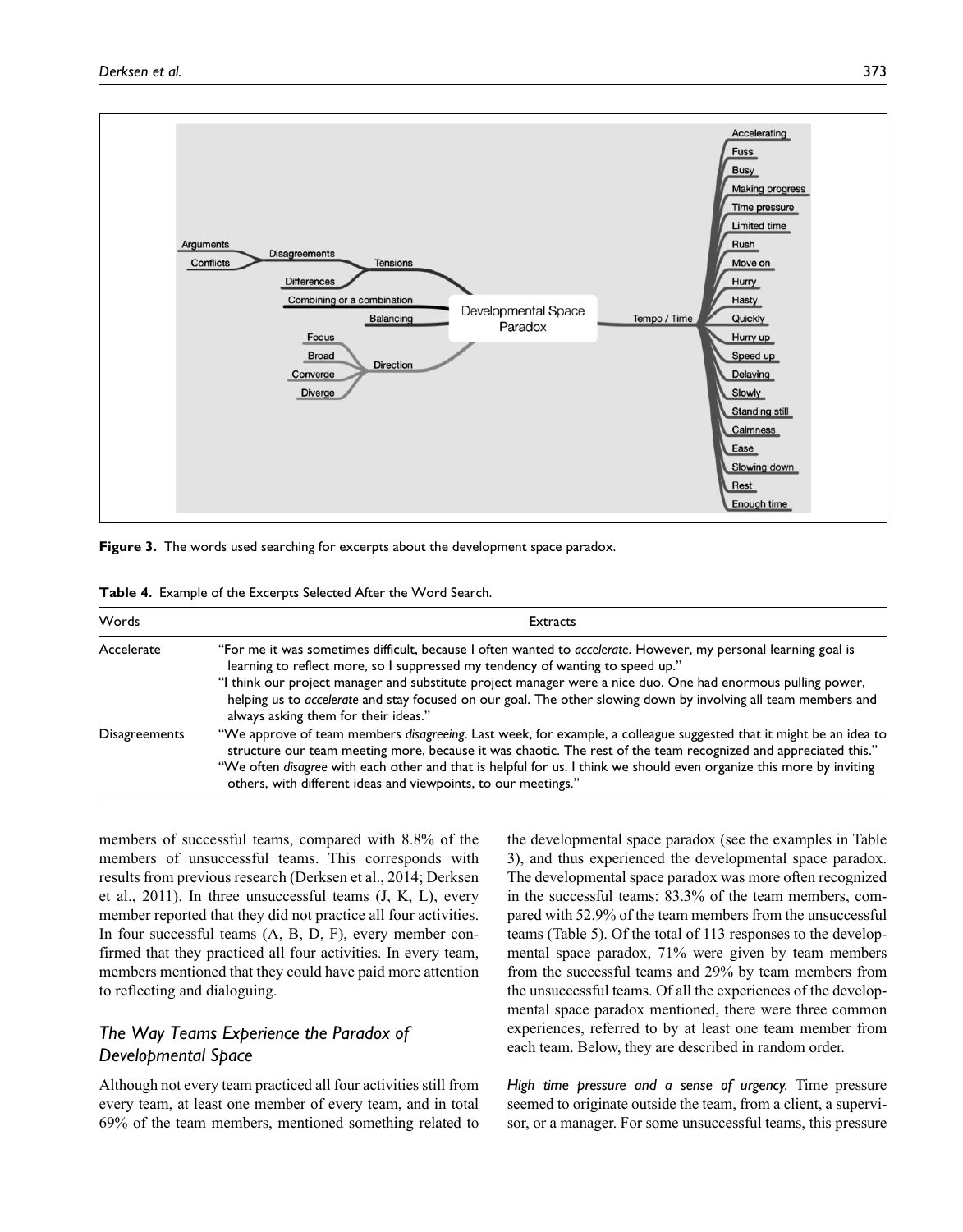Figure 3. The words used searching for excerpts about the development space paradox.

**Table 4.** Example of the Excerpts Selected After the Word Search.

| Words | Extracts |
| --- | --- |
| Accelerate | "For me it was sometimes difficult, because I often wanted to *accelerate*. However, my personal learning goal is learning to reflect more, so I suppressed my tendency of wanting to speed up." "I think our project manager and substitute project manager were a nice duo. One had enormous pulling power, helping us to *accelerate* and stay focused on our goal. The other slowing down by involving all team members and always asking them for their ideas." |
| Disagreements | "We approve of team members *disagreeing*. Last week, for example, a colleague suggested that it might be an idea to structure our team meeting more, because it was chaotic. The rest of the team recognized and appreciated this." "We often *disagree* with each other and that is helpful for us. I think we should even organize this more by inviting others, with different ideas and viewpoints, to our meetings." |

members of successful teams, compared with 8.8% of the members of unsuccessful teams. This corresponds with results from previous research (Derksen et al., 2014; Derksen et al., 2011). In three unsuccessful teams (J, K, L), every member reported that they did not practice all four activities. In four successful teams (A, B, D, F), every member confirmed that they practiced all four activities. In every team, members mentioned that they could have paid more attention to reflecting and dialoguing.

## *The Way Teams Experience the Paradox of Developmental Space*

Although not every team practiced all four activities still from every team, at least one member of every team, and in total 69% of the team members, mentioned something related to the developmental space paradox (see the examples in Table 3), and thus experienced the developmental space paradox. The developmental space paradox was more often recognized in the successful teams: 83.3% of the team members, compared with 52.9% of the team members from the unsuccessful teams (Table 5). Of the total of 113 responses to the developmental space paradox, 71% were given by team members from the successful teams and 29% by team members from the unsuccessful teams. Of all the experiences of the developmental space paradox mentioned, there were three common experiences, referred to by at least one team member from each team. Below, they are described in random order.

*High time pressure and a sense of urgency.* Time pressure seemed to originate outside the team, from a client, a supervisor, or a manager. For some unsuccessful teams, this pressure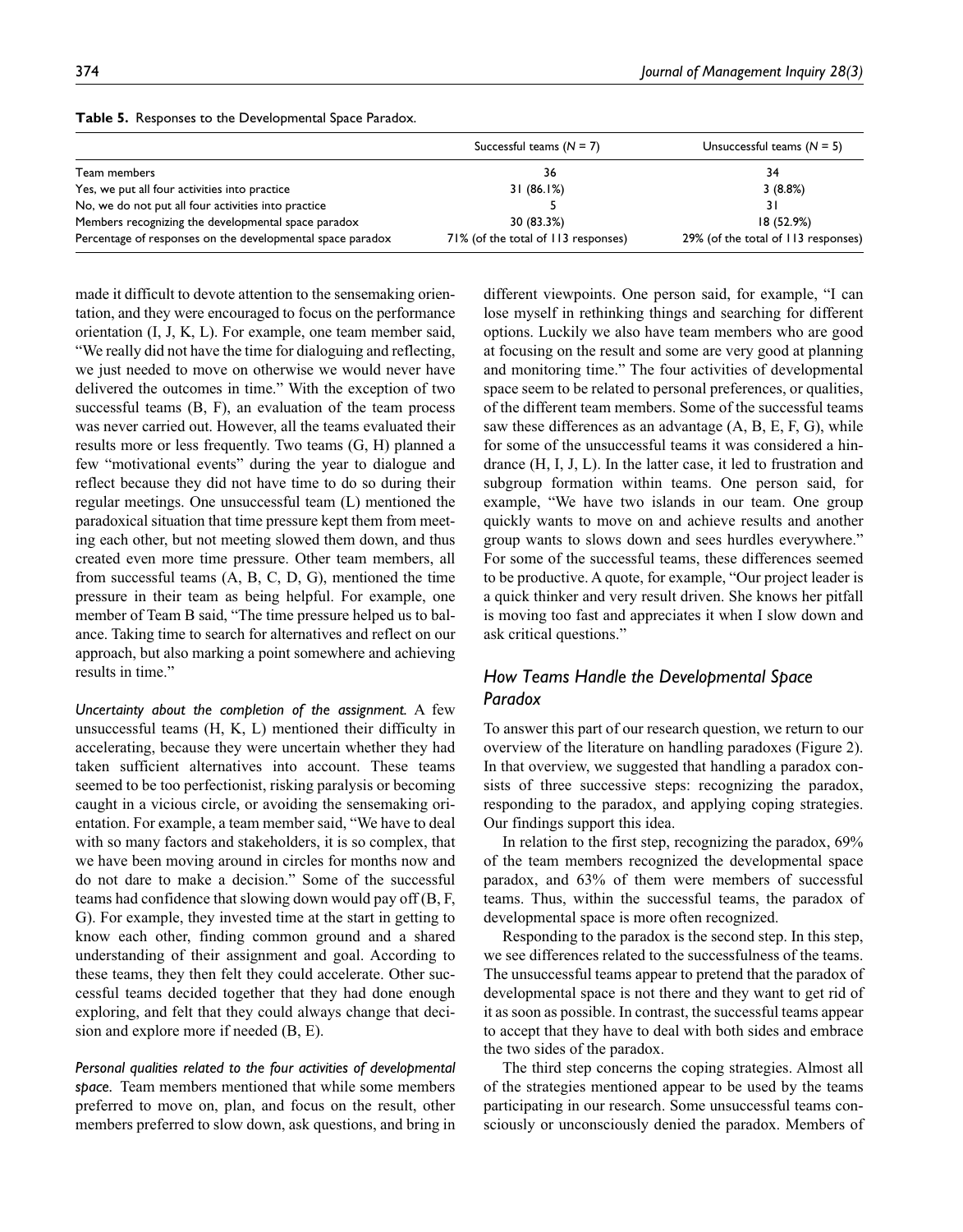**Table 5.** Responses to the Developmental Space Paradox.

| | Successful teams ($N = 7$) | Unsuccessful teams ($N = 5$) |
|---|---|---|
| Team members | 36 | 34 |
| Yes, we put all four activities into practice | 31 (86.1%) | 3 (8.8%) |
| No, we do not put all four activities into practice | 5 | 31 |
| Members recognizing the developmental space paradox | 30 (83.3%) | 18 (52.9%) |
| Percentage of responses on the developmental space paradox | 71% (of the total of 113 responses) | 29% (of the total of 113 responses) |

made it difficult to devote attention to the sensemaking orientation, and they were encouraged to focus on the performance orientation (I, J, K, L). For example, one team member said, "We really did not have the time for dialoguing and reflecting, we just needed to move on otherwise we would never have delivered the outcomes in time." With the exception of two successful teams (B, F), an evaluation of the team process was never carried out. However, all the teams evaluated their results more or less frequently. Two teams (G, H) planned a few "motivational events" during the year to dialogue and reflect because they did not have time to do so during their regular meetings. One unsuccessful team (L) mentioned the paradoxical situation that time pressure kept them from meeting each other, but not meeting slowed them down, and thus created even more time pressure. Other team members, all from successful teams (A, B, C, D, G), mentioned the time pressure in their team as being helpful. For example, one member of Team B said, "The time pressure helped us to balance. Taking time to search for alternatives and reflect on our approach, but also marking a point somewhere and achieving results in time."

*Uncertainty about the completion of the assignment.* A few unsuccessful teams (H, K, L) mentioned their difficulty in accelerating, because they were uncertain whether they had taken sufficient alternatives into account. These teams seemed to be too perfectionist, risking paralysis or becoming caught in a vicious circle, or avoiding the sensemaking orientation. For example, a team member said, "We have to deal with so many factors and stakeholders, it is so complex, that we have been moving around in circles for months now and do not dare to make a decision." Some of the successful teams had confidence that slowing down would pay off (B, F, G). For example, they invested time at the start in getting to know each other, finding common ground and a shared understanding of their assignment and goal. According to these teams, they then felt they could accelerate. Other successful teams decided together that they had done enough exploring, and felt that they could always change that decision and explore more if needed (B, E).

*Personal qualities related to the four activities of developmental space.* Team members mentioned that while some members preferred to move on, plan, and focus on the result, other members preferred to slow down, ask questions, and bring in different viewpoints. One person said, for example, "I can lose myself in rethinking things and searching for different options. Luckily we also have team members who are good at focusing on the result and some are very good at planning and monitoring time." The four activities of developmental space seem to be related to personal preferences, or qualities, of the different team members. Some of the successful teams saw these differences as an advantage (A, B, E, F, G), while for some of the unsuccessful teams it was considered a hindrance (H, I, J, L). In the latter case, it led to frustration and subgroup formation within teams. One person said, for example, "We have two islands in our team. One group quickly wants to move on and achieve results and another group wants to slows down and sees hurdles everywhere." For some of the successful teams, these differences seemed to be productive. A quote, for example, "Our project leader is a quick thinker and very result driven. She knows her pitfall is moving too fast and appreciates it when I slow down and ask critical questions."

## *How Teams Handle the Developmental Space Paradox*

To answer this part of our research question, we return to our overview of the literature on handling paradoxes (Figure 2). In that overview, we suggested that handling a paradox consists of three successive steps: recognizing the paradox, responding to the paradox, and applying coping strategies. Our findings support this idea.

In relation to the first step, recognizing the paradox, 69% of the team members recognized the developmental space paradox, and 63% of them were members of successful teams. Thus, within the successful teams, the paradox of developmental space is more often recognized.

Responding to the paradox is the second step. In this step, we see differences related to the successfulness of the teams. The unsuccessful teams appear to pretend that the paradox of developmental space is not there and they want to get rid of it as soon as possible. In contrast, the successful teams appear to accept that they have to deal with both sides and embrace the two sides of the paradox.

The third step concerns the coping strategies. Almost all of the strategies mentioned appear to be used by the teams participating in our research. Some unsuccessful teams consciously or unconsciously denied the paradox. Members of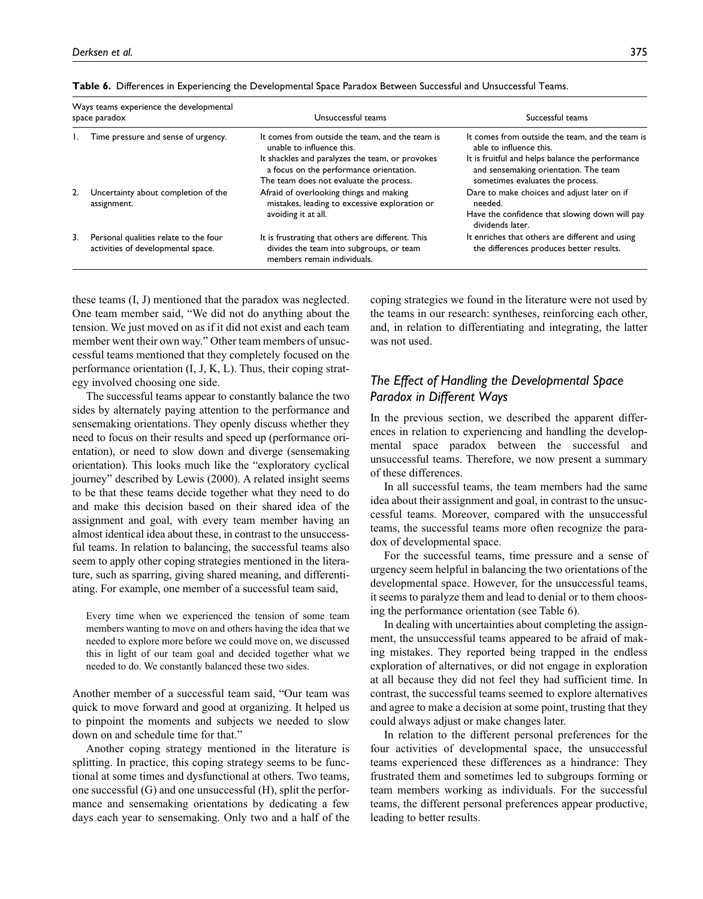**Table 6.** Differences in Experiencing the Developmental Space Paradox Between Successful and Unsuccessful Teams.

| Ways teams experience the developmental space paradox | Unsuccessful teams | Successful teams |
|---|---|---|
| 1. Time pressure and sense of urgency. | It comes from outside the team, and the team is unable to influence this.<br>It shackles and paralyzes the team, or provokes a focus on the performance orientation.<br>The team does not evaluate the process. | It comes from outside the team, and the team is able to influence this.<br>It is fruitful and helps balance the performance and sensemaking orientation. The team sometimes evaluates the process. |
| 2. Uncertainty about completion of the assignment. | Afraid of overlooking things and making mistakes, leading to excessive exploration or avoiding it at all. | Dare to make choices and adjust later on if needed.<br>Have the confidence that slowing down will pay dividends later. |
| 3. Personal qualities relate to the four activities of developmental space. | It is frustrating that others are different. This divides the team into subgroups, or team members remain individuals. | It enriches that others are different and using the differences produces better results. |

these teams (I, J) mentioned that the paradox was neglected. One team member said, "We did not do anything about the tension. We just moved on as if it did not exist and each team member went their own way." Other team members of unsuccessful teams mentioned that they completely focused on the performance orientation (I, J, K, L). Thus, their coping strategy involved choosing one side.

The successful teams appear to constantly balance the two sides by alternately paying attention to the performance and sensemaking orientations. They openly discuss whether they need to focus on their results and speed up (performance orientation), or need to slow down and diverge (sensemaking orientation). This looks much like the "exploratory cyclical journey" described by Lewis (2000). A related insight seems to be that these teams decide together what they need to do and make this decision based on their shared idea of the assignment and goal, with every team member having an almost identical idea about these, in contrast to the unsuccessful teams. In relation to balancing, the successful teams also seem to apply other coping strategies mentioned in the literature, such as sparring, giving shared meaning, and differentiating. For example, one member of a successful team said,

> Every time when we experienced the tension of some team members wanting to move on and others having the idea that we needed to explore more before we could move on, we discussed this in light of our team goal and decided together what we needed to do. We constantly balanced these two sides.

Another member of a successful team said, "Our team was quick to move forward and good at organizing. It helped us to pinpoint the moments and subjects we needed to slow down on and schedule time for that."

Another coping strategy mentioned in the literature is splitting. In practice, this coping strategy seems to be functional at some times and dysfunctional at others. Two teams, one successful (G) and one unsuccessful (H), split the performance and sensemaking orientations by dedicating a few days each year to sensemaking. Only two and a half of the coping strategies we found in the literature were not used by the teams in our research: syntheses, reinforcing each other, and, in relation to differentiating and integrating, the latter was not used.

## *The Effect of Handling the Developmental Space Paradox in Different Ways*

In the previous section, we described the apparent differences in relation to experiencing and handling the developmental space paradox between the successful and unsuccessful teams. Therefore, we now present a summary of these differences.

In all successful teams, the team members had the same idea about their assignment and goal, in contrast to the unsuccessful teams. Moreover, compared with the unsuccessful teams, the successful teams more often recognize the paradox of developmental space.

For the successful teams, time pressure and a sense of urgency seem helpful in balancing the two orientations of the developmental space. However, for the unsuccessful teams, it seems to paralyze them and lead to denial or to them choosing the performance orientation (see Table 6).

In dealing with uncertainties about completing the assignment, the unsuccessful teams appeared to be afraid of making mistakes. They reported being trapped in the endless exploration of alternatives, or did not engage in exploration at all because they did not feel they had sufficient time. In contrast, the successful teams seemed to explore alternatives and agree to make a decision at some point, trusting that they could always adjust or make changes later.

In relation to the different personal preferences for the four activities of developmental space, the unsuccessful teams experienced these differences as a hindrance: They frustrated them and sometimes led to subgroups forming or team members working as individuals. For the successful teams, the different personal preferences appear productive, leading to better results.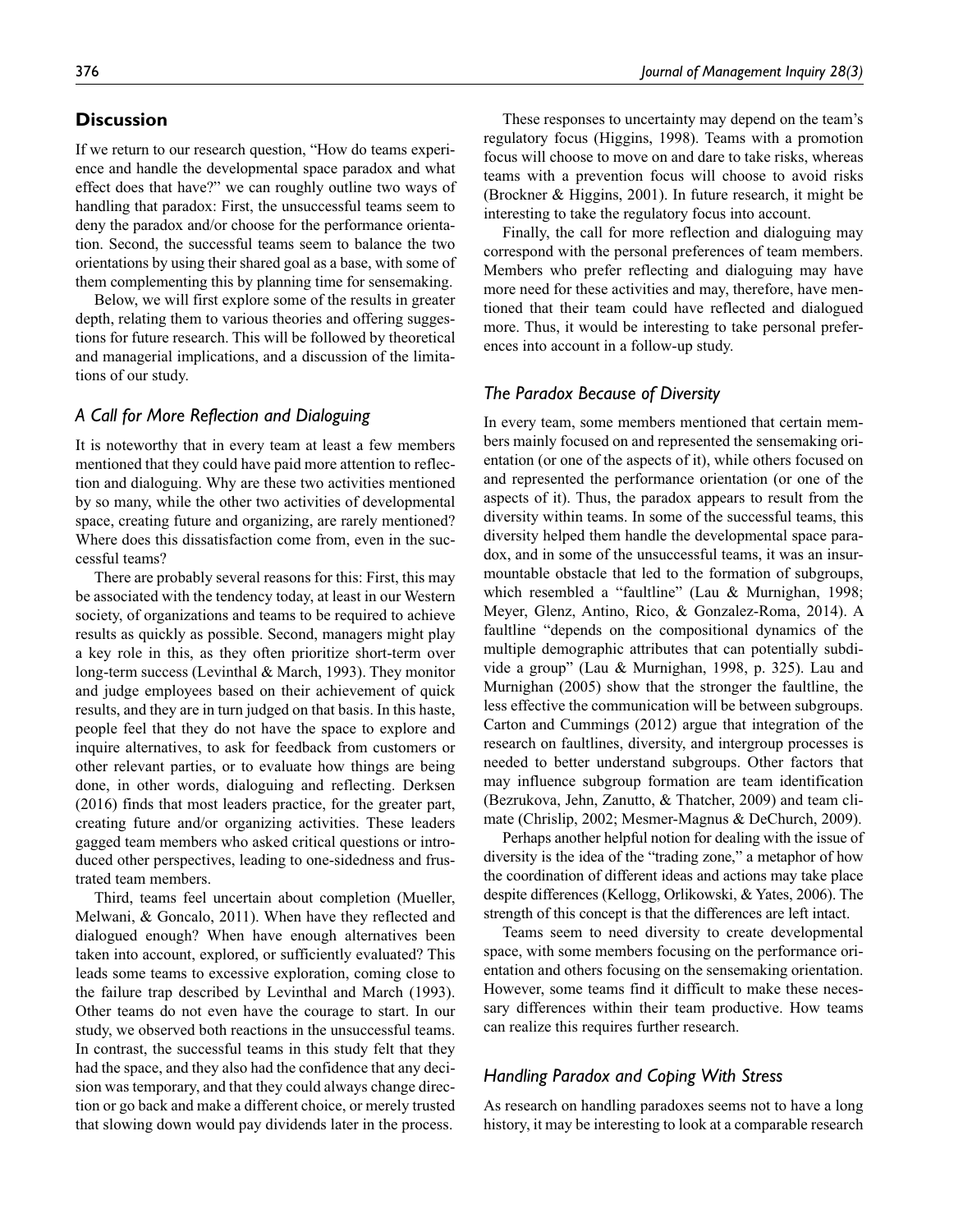## Discussion

If we return to our research question, "How do teams experience and handle the developmental space paradox and what effect does that have?" we can roughly outline two ways of handling that paradox: First, the unsuccessful teams seem to deny the paradox and/or choose for the performance orientation. Second, the successful teams seem to balance the two orientations by using their shared goal as a base, with some of them complementing this by planning time for sensemaking.

Below, we will first explore some of the results in greater depth, relating them to various theories and offering suggestions for future research. This will be followed by theoretical and managerial implications, and a discussion of the limitations of our study.

### *A Call for More Reflection and Dialoguing*

It is noteworthy that in every team at least a few members mentioned that they could have paid more attention to reflection and dialoguing. Why are these two activities mentioned by so many, while the other two activities of developmental space, creating future and organizing, are rarely mentioned? Where does this dissatisfaction come from, even in the successful teams?

There are probably several reasons for this: First, this may be associated with the tendency today, at least in our Western society, of organizations and teams to be required to achieve results as quickly as possible. Second, managers might play a key role in this, as they often prioritize short-term over long-term success (Levinthal & March, 1993). They monitor and judge employees based on their achievement of quick results, and they are in turn judged on that basis. In this haste, people feel that they do not have the space to explore and inquire alternatives, to ask for feedback from customers or other relevant parties, or to evaluate how things are being done, in other words, dialoguing and reflecting. Derksen (2016) finds that most leaders practice, for the greater part, creating future and/or organizing activities. These leaders gagged team members who asked critical questions or introduced other perspectives, leading to one-sidedness and frustrated team members.

Third, teams feel uncertain about completion (Mueller, Melwani, & Goncalo, 2011). When have they reflected and dialogued enough? When have enough alternatives been taken into account, explored, or sufficiently evaluated? This leads some teams to excessive exploration, coming close to the failure trap described by Levinthal and March (1993). Other teams do not even have the courage to start. In our study, we observed both reactions in the unsuccessful teams. In contrast, the successful teams in this study felt that they had the space, and they also had the confidence that any decision was temporary, and that they could always change direction or go back and make a different choice, or merely trusted that slowing down would pay dividends later in the process.

These responses to uncertainty may depend on the team's regulatory focus (Higgins, 1998). Teams with a promotion focus will choose to move on and dare to take risks, whereas teams with a prevention focus will choose to avoid risks (Brockner & Higgins, 2001). In future research, it might be interesting to take the regulatory focus into account.

Finally, the call for more reflection and dialoguing may correspond with the personal preferences of team members. Members who prefer reflecting and dialoguing may have more need for these activities and may, therefore, have mentioned that their team could have reflected and dialogued more. Thus, it would be interesting to take personal preferences into account in a follow-up study.

### *The Paradox Because of Diversity*

In every team, some members mentioned that certain members mainly focused on and represented the sensemaking orientation (or one of the aspects of it), while others focused on and represented the performance orientation (or one of the aspects of it). Thus, the paradox appears to result from the diversity within teams. In some of the successful teams, this diversity helped them handle the developmental space paradox, and in some of the unsuccessful teams, it was an insurmountable obstacle that led to the formation of subgroups, which resembled a "faultline" (Lau & Murnighan, 1998; Meyer, Glenz, Antino, Rico, & Gonzalez-Roma, 2014). A faultline "depends on the compositional dynamics of the multiple demographic attributes that can potentially subdivide a group" (Lau & Murnighan, 1998, p. 325). Lau and Murnighan (2005) show that the stronger the faultline, the less effective the communication will be between subgroups. Carton and Cummings (2012) argue that integration of the research on faultlines, diversity, and intergroup processes is needed to better understand subgroups. Other factors that may influence subgroup formation are team identification (Bezrukova, Jehn, Zanutto, & Thatcher, 2009) and team climate (Chrislip, 2002; Mesmer-Magnus & DeChurch, 2009).

Perhaps another helpful notion for dealing with the issue of diversity is the idea of the "trading zone," a metaphor of how the coordination of different ideas and actions may take place despite differences (Kellogg, Orlikowski, & Yates, 2006). The strength of this concept is that the differences are left intact.

Teams seem to need diversity to create developmental space, with some members focusing on the performance orientation and others focusing on the sensemaking orientation. However, some teams find it difficult to make these necessary differences within their team productive. How teams can realize this requires further research.

### *Handling Paradox and Coping With Stress*

As research on handling paradoxes seems not to have a long history, it may be interesting to look at a comparable research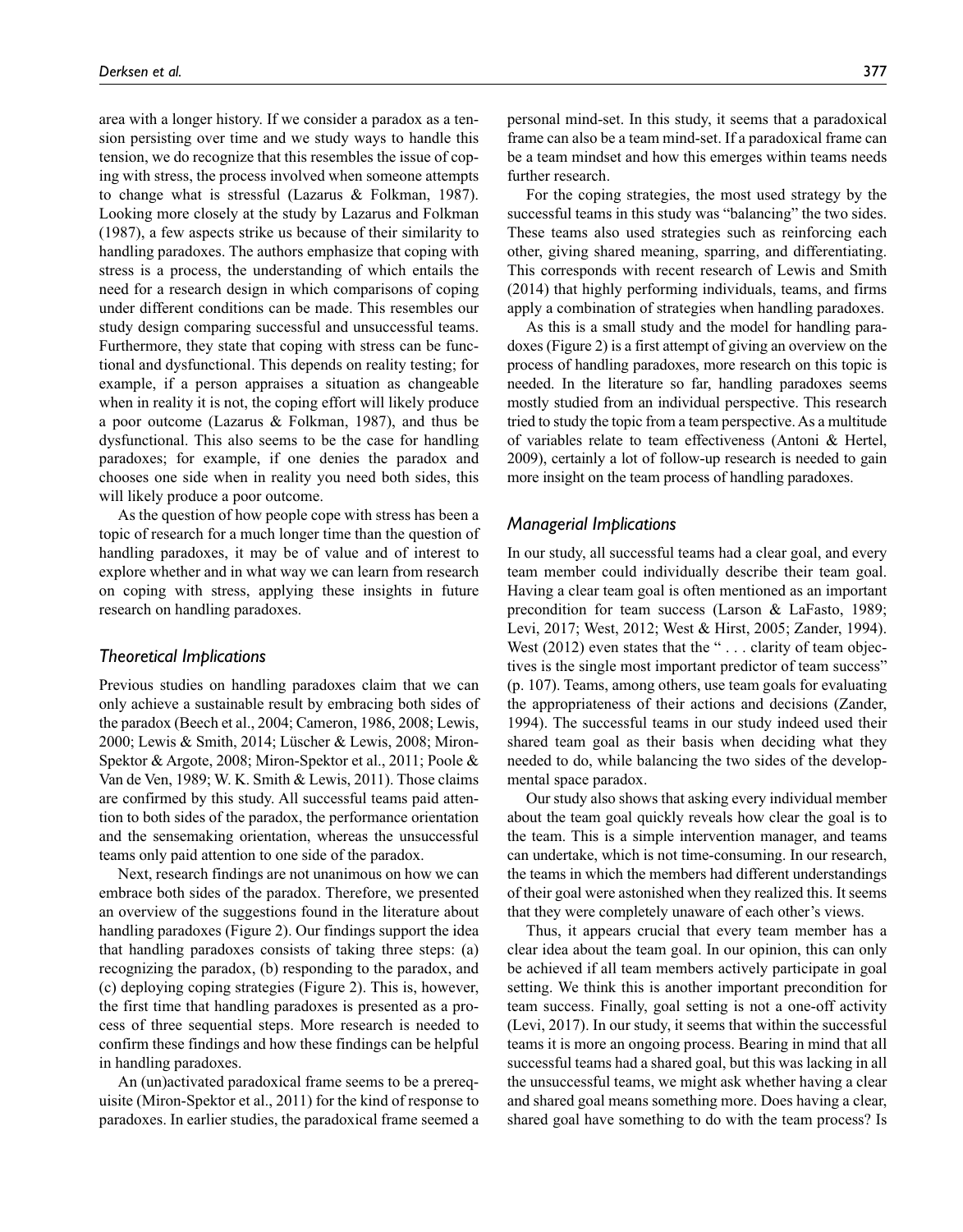area with a longer history. If we consider a paradox as a tension persisting over time and we study ways to handle this tension, we do recognize that this resembles the issue of coping with stress, the process involved when someone attempts to change what is stressful (Lazarus & Folkman, 1987). Looking more closely at the study by Lazarus and Folkman (1987), a few aspects strike us because of their similarity to handling paradoxes. The authors emphasize that coping with stress is a process, the understanding of which entails the need for a research design in which comparisons of coping under different conditions can be made. This resembles our study design comparing successful and unsuccessful teams. Furthermore, they state that coping with stress can be functional and dysfunctional. This depends on reality testing; for example, if a person appraises a situation as changeable when in reality it is not, the coping effort will likely produce a poor outcome (Lazarus & Folkman, 1987), and thus be dysfunctional. This also seems to be the case for handling paradoxes; for example, if one denies the paradox and chooses one side when in reality you need both sides, this will likely produce a poor outcome.

As the question of how people cope with stress has been a topic of research for a much longer time than the question of handling paradoxes, it may be of value and of interest to explore whether and in what way we can learn from research on coping with stress, applying these insights in future research on handling paradoxes.

### *Theoretical Implications*

Previous studies on handling paradoxes claim that we can only achieve a sustainable result by embracing both sides of the paradox (Beech et al., 2004; Cameron, 1986, 2008; Lewis, 2000; Lewis & Smith, 2014; Lüscher & Lewis, 2008; Miron-Spektor & Argote, 2008; Miron-Spektor et al., 2011; Poole & Van de Ven, 1989; W. K. Smith & Lewis, 2011). Those claims are confirmed by this study. All successful teams paid attention to both sides of the paradox, the performance orientation and the sensemaking orientation, whereas the unsuccessful teams only paid attention to one side of the paradox.

Next, research findings are not unanimous on how we can embrace both sides of the paradox. Therefore, we presented an overview of the suggestions found in the literature about handling paradoxes (Figure 2). Our findings support the idea that handling paradoxes consists of taking three steps: (a) recognizing the paradox, (b) responding to the paradox, and (c) deploying coping strategies (Figure 2). This is, however, the first time that handling paradoxes is presented as a process of three sequential steps. More research is needed to confirm these findings and how these findings can be helpful in handling paradoxes.

An (un)activated paradoxical frame seems to be a prerequisite (Miron-Spektor et al., 2011) for the kind of response to paradoxes. In earlier studies, the paradoxical frame seemed a personal mind-set. In this study, it seems that a paradoxical frame can also be a team mind-set. If a paradoxical frame can be a team mindset and how this emerges within teams needs further research.

For the coping strategies, the most used strategy by the successful teams in this study was "balancing" the two sides. These teams also used strategies such as reinforcing each other, giving shared meaning, sparring, and differentiating. This corresponds with recent research of Lewis and Smith (2014) that highly performing individuals, teams, and firms apply a combination of strategies when handling paradoxes.

As this is a small study and the model for handling paradoxes (Figure 2) is a first attempt of giving an overview on the process of handling paradoxes, more research on this topic is needed. In the literature so far, handling paradoxes seems mostly studied from an individual perspective. This research tried to study the topic from a team perspective. As a multitude of variables relate to team effectiveness (Antoni & Hertel, 2009), certainly a lot of follow-up research is needed to gain more insight on the team process of handling paradoxes.

### *Managerial Implications*

In our study, all successful teams had a clear goal, and every team member could individually describe their team goal. Having a clear team goal is often mentioned as an important precondition for team success (Larson & LaFasto, 1989; Levi, 2017; West, 2012; West & Hirst, 2005; Zander, 1994). West (2012) even states that the " . . . clarity of team objectives is the single most important predictor of team success" (p. 107). Teams, among others, use team goals for evaluating the appropriateness of their actions and decisions (Zander, 1994). The successful teams in our study indeed used their shared team goal as their basis when deciding what they needed to do, while balancing the two sides of the developmental space paradox.

Our study also shows that asking every individual member about the team goal quickly reveals how clear the goal is to the team. This is a simple intervention manager, and teams can undertake, which is not time-consuming. In our research, the teams in which the members had different understandings of their goal were astonished when they realized this. It seems that they were completely unaware of each other's views.

Thus, it appears crucial that every team member has a clear idea about the team goal. In our opinion, this can only be achieved if all team members actively participate in goal setting. We think this is another important precondition for team success. Finally, goal setting is not a one-off activity (Levi, 2017). In our study, it seems that within the successful teams it is more an ongoing process. Bearing in mind that all successful teams had a shared goal, but this was lacking in all the unsuccessful teams, we might ask whether having a clear and shared goal means something more. Does having a clear, shared goal have something to do with the team process? Is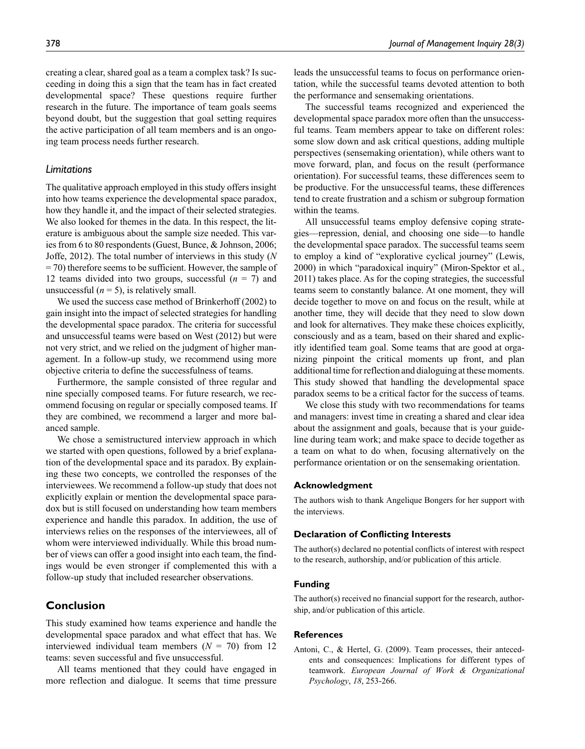creating a clear, shared goal as a team a complex task? Is succeeding in doing this a sign that the team has in fact created developmental space? These questions require further research in the future. The importance of team goals seems beyond doubt, but the suggestion that goal setting requires the active participation of all team members and is an ongoing team process needs further research.

### *Limitations*

The qualitative approach employed in this study offers insight into how teams experience the developmental space paradox, how they handle it, and the impact of their selected strategies. We also looked for themes in the data. In this respect, the literature is ambiguous about the sample size needed. This varies from 6 to 80 respondents (Guest, Bunce, & Johnson, 2006; Joffe, 2012). The total number of interviews in this study ($N = 70$) therefore seems to be sufficient. However, the sample of 12 teams divided into two groups, successful ($n = 7$) and unsuccessful ($n = 5$), is relatively small.

We used the success case method of Brinkerhoff (2002) to gain insight into the impact of selected strategies for handling the developmental space paradox. The criteria for successful and unsuccessful teams were based on West (2012) but were not very strict, and we relied on the judgment of higher management. In a follow-up study, we recommend using more objective criteria to define the successfulness of teams.

Furthermore, the sample consisted of three regular and nine specially composed teams. For future research, we recommend focusing on regular or specially composed teams. If they are combined, we recommend a larger and more balanced sample.

We chose a semistructured interview approach in which we started with open questions, followed by a brief explanation of the developmental space and its paradox. By explaining these two concepts, we controlled the responses of the interviewees. We recommend a follow-up study that does not explicitly explain or mention the developmental space paradox but is still focused on understanding how team members experience and handle this paradox. In addition, the use of interviews relies on the responses of the interviewees, all of whom were interviewed individually. While this broad number of views can offer a good insight into each team, the findings would be even stronger if complemented this with a follow-up study that included researcher observations.

## Conclusion

This study examined how teams experience and handle the developmental space paradox and what effect that has. We interviewed individual team members ($N = 70$) from 12 teams: seven successful and five unsuccessful.

All teams mentioned that they could have engaged in more reflection and dialogue. It seems that time pressure leads the unsuccessful teams to focus on performance orientation, while the successful teams devoted attention to both the performance and sensemaking orientations.

The successful teams recognized and experienced the developmental space paradox more often than the unsuccessful teams. Team members appear to take on different roles: some slow down and ask critical questions, adding multiple perspectives (sensemaking orientation), while others want to move forward, plan, and focus on the result (performance orientation). For successful teams, these differences seem to be productive. For the unsuccessful teams, these differences tend to create frustration and a schism or subgroup formation within the teams.

All unsuccessful teams employ defensive coping strategies—repression, denial, and choosing one side—to handle the developmental space paradox. The successful teams seem to employ a kind of "explorative cyclical journey" (Lewis, 2000) in which "paradoxical inquiry" (Miron-Spektor et al., 2011) takes place. As for the coping strategies, the successful teams seem to constantly balance. At one moment, they will decide together to move on and focus on the result, while at another time, they will decide that they need to slow down and look for alternatives. They make these choices explicitly, consciously and as a team, based on their shared and explicitly identified team goal. Some teams that are good at organizing pinpoint the critical moments up front, and plan additional time for reflection and dialoguing at these moments. This study showed that handling the developmental space paradox seems to be a critical factor for the success of teams.

We close this study with two recommendations for teams and managers: invest time in creating a shared and clear idea about the assignment and goals, because that is your guideline during team work; and make space to decide together as a team on what to do when, focusing alternatively on the performance orientation or on the sensemaking orientation.

### Acknowledgment

The authors wish to thank Angelique Bongers for her support with the interviews.

### Declaration of Conflicting Interests

The author(s) declared no potential conflicts of interest with respect to the research, authorship, and/or publication of this article.

### Funding

The author(s) received no financial support for the research, authorship, and/or publication of this article.

### References

Antoni, C., & Hertel, G. (2009). Team processes, their antecedents and consequences: Implications for different types of teamwork. *European Journal of Work & Organizational Psychology*, *18*, 253-266.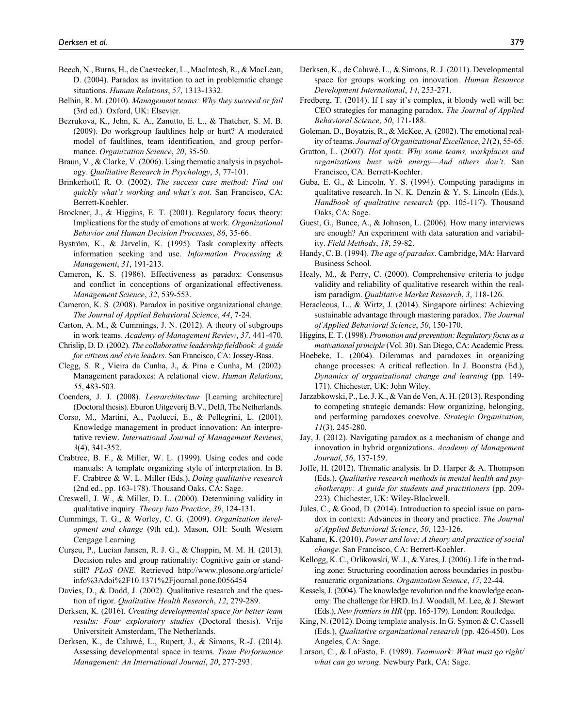Beech, N., Burns, H., de Caestecker, L., MacIntosh, R., & MacLean, D. (2004). Paradox as invitation to act in problematic change situations. *Human Relations*, *57*, 1313-1332.

Belbin, R. M. (2010). *Management teams: Why they succeed or fail* (3rd ed.). Oxford, UK: Elsevier.

Bezrukova, K., Jehn, K. A., Zanutto, E. L., & Thatcher, S. M. B. (2009). Do workgroup faultlines help or hurt? A moderated model of faultlines, team identification, and group performance. *Organization Science*, *20*, 35-50.

Braun, V., & Clarke, V. (2006). Using thematic analysis in psychology. *Qualitative Research in Psychology*, *3*, 77-101.

Brinkerhoff, R. O. (2002). *The success case method: Find out quickly what's working and what's not*. San Francisco, CA: Berrett-Koehler.

Brockner, J., & Higgins, E. T. (2001). Regulatory focus theory: Implications for the study of emotions at work. *Organizational Behavior and Human Decision Processes*, *86*, 35-66.

Byström, K., & Järvelin, K. (1995). Task complexity affects information seeking and use. *Information Processing & Management*, *31*, 191-213.

Cameron, K. S. (1986). Effectiveness as paradox: Consensus and conflict in conceptions of organizational effectiveness. *Management Science*, *32*, 539-553.

Cameron, K. S. (2008). Paradox in positive organizational change. *The Journal of Applied Behavioral Science*, *44*, 7-24.

Carton, A. M., & Cummings, J. N. (2012). A theory of subgroups in work teams. *Academy of Management Review*, *37*, 441-470.

Chrislip, D. D. (2002). *The collaborative leadership fieldbook: A guide for citizens and civic leaders*. San Francisco, CA: Jossey-Bass.

Clegg, S. R., Vieira da Cunha, J., & Pina e Cunha, M. (2002). Management paradoxes: A relational view. *Human Relations*, *55*, 483-503.

Coenders, J. J. (2008). *Leerarchitectuur* [Learning architecture] (Doctoral thesis). Eburon Uitgeverij B.V., Delft, The Netherlands.

Corso, M., Martini, A., Paolucci, E., & Pellegrini, L. (2001). Knowledge management in product innovation: An interpretative review. *International Journal of Management Reviews*, *3*(4), 341-352.

Crabtree, B. F., & Miller, W. L. (1999). Using codes and code manuals: A template organizing style of interpretation. In B. F. Crabtree & W. L. Miller (Eds.), *Doing qualitative research* (2nd ed., pp. 163-178). Thousand Oaks, CA: Sage.

Creswell, J. W., & Miller, D. L. (2000). Determining validity in qualitative inquiry. *Theory Into Practice*, *39*, 124-131.

Cummings, T. G., & Worley, C. G. (2009). *Organization development and change* (9th ed.). Mason, OH: South Western Cengage Learning.

Curşeu, P., Lucian Jansen, R. J. G., & Chappin, M. M. H. (2013). Decision rules and group rationality: Cognitive gain or standstill? *PLoS ONE*. Retrieved http://www.plosone.org/article/info%3Adoi%2F10.1371%2Fjournal.pone.0056454

Davies, D., & Dodd, J. (2002). Qualitative research and the question of rigor. *Qualitative Health Research*, *12*, 279-289.

Derksen, K. (2016). *Creating developmental space for better team results: Four exploratory studies* (Doctoral thesis). Vrije Universiteit Amsterdam, The Netherlands.

Derksen, K., de Caluwé, L., Rupert, J., & Simons, R.-J. (2014). Assessing developmental space in teams. *Team Performance Management: An International Journal*, *20*, 277-293.

Derksen, K., de Caluwé, L., & Simons, R. J. (2011). Developmental space for groups working on innovation. *Human Resource Development International*, *14*, 253-271.

Fredberg, T. (2014). If I say it's complex, it bloody well will be: CEO strategies for managing paradox. *The Journal of Applied Behavioral Science*, *50*, 171-188.

Goleman, D., Boyatzis, R., & McKee, A. (2002). The emotional reality of teams. *Journal of Organizational Excellence*, *21*(2), 55-65.

Gratton, L. (2007). *Hot spots: Why some teams, workplaces and organizations buzz with energy—And others don't*. San Francisco, CA: Berrett-Koehler.

Guba, E. G., & Lincoln, Y. S. (1994). Competing paradigms in qualitative research. In N. K. Denzin & Y. S. Lincoln (Eds.), *Handbook of qualitative research* (pp. 105-117). Thousand Oaks, CA: Sage.

Guest, G., Bunce, A., & Johnson, L. (2006). How many interviews are enough? An experiment with data saturation and variability. *Field Methods*, *18*, 59-82.

Handy, C. B. (1994). *The age of paradox*. Cambridge, MA: Harvard Business School.

Healy, M., & Perry, C. (2000). Comprehensive criteria to judge validity and reliability of qualitative research within the realism paradigm. *Qualitative Market Research*, *3*, 118-126.

Heracleous, L., & Wirtz, J. (2014). Singapore airlines: Achieving sustainable advantage through mastering paradox. *The Journal of Applied Behavioral Science*, *50*, 150-170.

Higgins, E. T. (1998). *Promotion and prevention: Regulatory focus as a motivational principle* (Vol. 30). San Diego, CA: Academic Press.

Hoebeke, L. (2004). Dilemmas and paradoxes in organizing change processes: A critical reflection. In J. Boonstra (Ed.), *Dynamics of organizational change and learning* (pp. 149-171). Chichester, UK: John Wiley.

Jarzabkowski, P., Le, J. K., & Van de Ven, A. H. (2013). Responding to competing strategic demands: How organizing, belonging, and performing paradoxes coevolve. *Strategic Organization*, *11*(3), 245-280.

Jay, J. (2012). Navigating paradox as a mechanism of change and innovation in hybrid organizations. *Academy of Management Journal*, *56*, 137-159.

Joffe, H. (2012). Thematic analysis. In D. Harper & A. Thompson (Eds.), *Qualitative research methods in mental health and psychotherapy: A guide for students and practitioners* (pp. 209-223). Chichester, UK: Wiley-Blackwell.

Jules, C., & Good, D. (2014). Introduction to special issue on paradox in context: Advances in theory and practice. *The Journal of Applied Behavioral Science*, *50*, 123-126.

Kahane, K. (2010). *Power and love: A theory and practice of social change*. San Francisco, CA: Berrett-Koehler.

Kellogg, K. C., Orlikowski, W. J., & Yates, J. (2006). Life in the trading zone: Structuring coordination across boundaries in postbureaucratic organizations. *Organization Science*, *17*, 22-44.

Kessels, J. (2004). The knowledge revolution and the knowledge economy: The challenge for HRD. In J. Woodall, M. Lee, & J. Stewart (Eds.), *New frontiers in HR* (pp. 165-179). London: Routledge.

King, N. (2012). Doing template analysis. In G. Symon & C. Cassell (Eds.), *Qualitative organizational research* (pp. 426-450). Los Angeles, CA: Sage.

Larson, C., & LaFasto, F. (1989). *Teamwork: What must go right/what can go wrong*. Newbury Park, CA: Sage.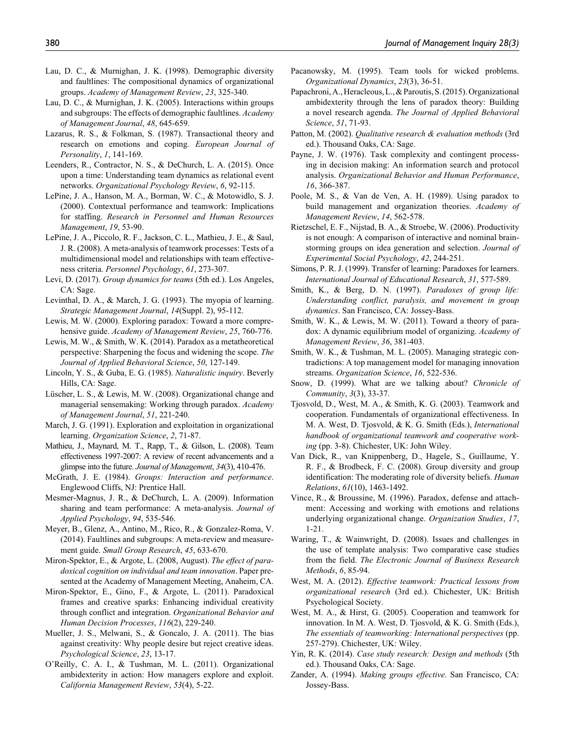Lau, D. C., & Murnighan, J. K. (1998). Demographic diversity and faultlines: The compositional dynamics of organizational groups. *Academy of Management Review*, *23*, 325-340.

Lau, D. C., & Murnighan, J. K. (2005). Interactions within groups and subgroups: The effects of demographic faultlines. *Academy of Management Journal*, *48*, 645-659.

Lazarus, R. S., & Folkman, S. (1987). Transactional theory and research on emotions and coping. *European Journal of Personality*, *1*, 141-169.

Leenders, R., Contractor, N. S., & DeChurch, L. A. (2015). Once upon a time: Understanding team dynamics as relational event networks. *Organizational Psychology Review*, *6*, 92-115.

LePine, J. A., Hanson, M. A., Borman, W. C., & Motowidlo, S. J. (2000). Contextual performance and teamwork: Implications for staffing. *Research in Personnel and Human Resources Management*, *19*, 53-90.

LePine, J. A., Piccolo, R. F., Jackson, C. L., Mathieu, J. E., & Saul, J. R. (2008). A meta-analysis of teamwork processes: Tests of a multidimensional model and relationships with team effectiveness criteria. *Personnel Psychology*, *61*, 273-307.

Levi, D. (2017). *Group dynamics for teams* (5th ed.). Los Angeles, CA: Sage.

Levinthal, D. A., & March, J. G. (1993). The myopia of learning. *Strategic Management Journal*, *14*(Suppl. 2), 95-112.

Lewis, M. W. (2000). Exploring paradox: Toward a more comprehensive guide. *Academy of Management Review*, *25*, 760-776.

Lewis, M. W., & Smith, W. K. (2014). Paradox as a metatheoretical perspective: Sharpening the focus and widening the scope. *The Journal of Applied Behavioral Science*, *50*, 127-149.

Lincoln, Y. S., & Guba, E. G. (1985). *Naturalistic inquiry*. Beverly Hills, CA: Sage.

Lüscher, L. S., & Lewis, M. W. (2008). Organizational change and managerial sensemaking: Working through paradox. *Academy of Management Journal*, *51*, 221-240.

March, J. G. (1991). Exploration and exploitation in organizational learning. *Organization Science*, *2*, 71-87.

Mathieu, J., Maynard, M. T., Rapp, T., & Gilson, L. (2008). Team effectiveness 1997-2007: A review of recent advancements and a glimpse into the future. *Journal of Management*, *34*(3), 410-476.

McGrath, J. E. (1984). *Groups: Interaction and performance*. Englewood Cliffs, NJ: Prentice Hall.

Mesmer-Magnus, J. R., & DeChurch, L. A. (2009). Information sharing and team performance: A meta-analysis. *Journal of Applied Psychology*, *94*, 535-546.

Meyer, B., Glenz, A., Antino, M., Rico, R., & Gonzalez-Roma, V. (2014). Faultlines and subgroups: A meta-review and measurement guide. *Small Group Research*, *45*, 633-670.

Miron-Spektor, E., & Argote, L. (2008, August). *The effect of paradoxical cognition on individual and team innovation*. Paper presented at the Academy of Management Meeting, Anaheim, CA.

Miron-Spektor, E., Gino, F., & Argote, L. (2011). Paradoxical frames and creative sparks: Enhancing individual creativity through conflict and integration. *Organizational Behavior and Human Decision Processes*, *116*(2), 229-240.

Mueller, J. S., Melwani, S., & Goncalo, J. A. (2011). The bias against creativity: Why people desire but reject creative ideas. *Psychological Science*, *23*, 13-17.

O'Reilly, C. A. I., & Tushman, M. L. (2011). Organizational ambidexterity in action: How managers explore and exploit. *California Management Review*, *53*(4), 5-22.

Pacanowsky, M. (1995). Team tools for wicked problems. *Organizational Dynamics*, *23*(3), 36-51.

Papachroni, A., Heracleous, L., & Paroutis, S. (2015). Organizational ambidexterity through the lens of paradox theory: Building a novel research agenda. *The Journal of Applied Behavioral Science*, *51*, 71-93.

Patton, M. (2002). *Qualitative research & evaluation methods* (3rd ed.). Thousand Oaks, CA: Sage.

Payne, J. W. (1976). Task complexity and contingent processing in decision making: An information search and protocol analysis. *Organizational Behavior and Human Performance*, *16*, 366-387.

Poole, M. S., & Van de Ven, A. H. (1989). Using paradox to build management and organization theories. *Academy of Management Review*, *14*, 562-578.

Rietzschel, E. F., Nijstad, B. A., & Stroebe, W. (2006). Productivity is not enough: A comparison of interactive and nominal brainstorming groups on idea generation and selection. *Journal of Experimental Social Psychology*, *42*, 244-251.

Simons, P. R. J. (1999). Transfer of learning: Paradoxes for learners. *International Journal of Educational Research*, *31*, 577-589.

Smith, K., & Berg, D. N. (1997). *Paradoxes of group life: Understanding conflict, paralysis, and movement in group dynamics*. San Francisco, CA: Jossey-Bass.

Smith, W. K., & Lewis, M. W. (2011). Toward a theory of paradox: A dynamic equilibrium model of organizing. *Academy of Management Review*, *36*, 381-403.

Smith, W. K., & Tushman, M. L. (2005). Managing strategic contradictions: A top management model for managing innovation streams. *Organization Science*, *16*, 522-536.

Snow, D. (1999). What are we talking about? *Chronicle of Community*, *3*(3), 33-37.

Tjosvold, D., West, M. A., & Smith, K. G. (2003). Teamwork and cooperation. Fundamentals of organizational effectiveness. In M. A. West, D. Tjosvold, & K. G. Smith (Eds.), *International handbook of organizational teamwork and cooperative working* (pp. 3-8). Chichester, UK: John Wiley.

Van Dick, R., van Knippenberg, D., Hagele, S., Guillaume, Y. R. F., & Brodbeck, F. C. (2008). Group diversity and group identification: The moderating role of diversity beliefs. *Human Relations*, *61*(10), 1463-1492.

Vince, R., & Broussine, M. (1996). Paradox, defense and attachment: Accessing and working with emotions and relations underlying organizational change. *Organization Studies*, *17*, 1-21.

Waring, T., & Wainwright, D. (2008). Issues and challenges in the use of template analysis: Two comparative case studies from the field. *The Electronic Journal of Business Research Methods*, *6*, 85-94.

West, M. A. (2012). *Effective teamwork: Practical lessons from organizational research* (3rd ed.). Chichester, UK: British Psychological Society.

West, M. A., & Hirst, G. (2005). Cooperation and teamwork for innovation. In M. A. West, D. Tjosvold, & K. G. Smith (Eds.), *The essentials of teamworking: International perspectives* (pp. 257-279). Chichester, UK: Wiley.

Yin, R. K. (2014). *Case study research: Design and methods* (5th ed.). Thousand Oaks, CA: Sage.

Zander, A. (1994). *Making groups effective*. San Francisco, CA: Jossey-Bass.